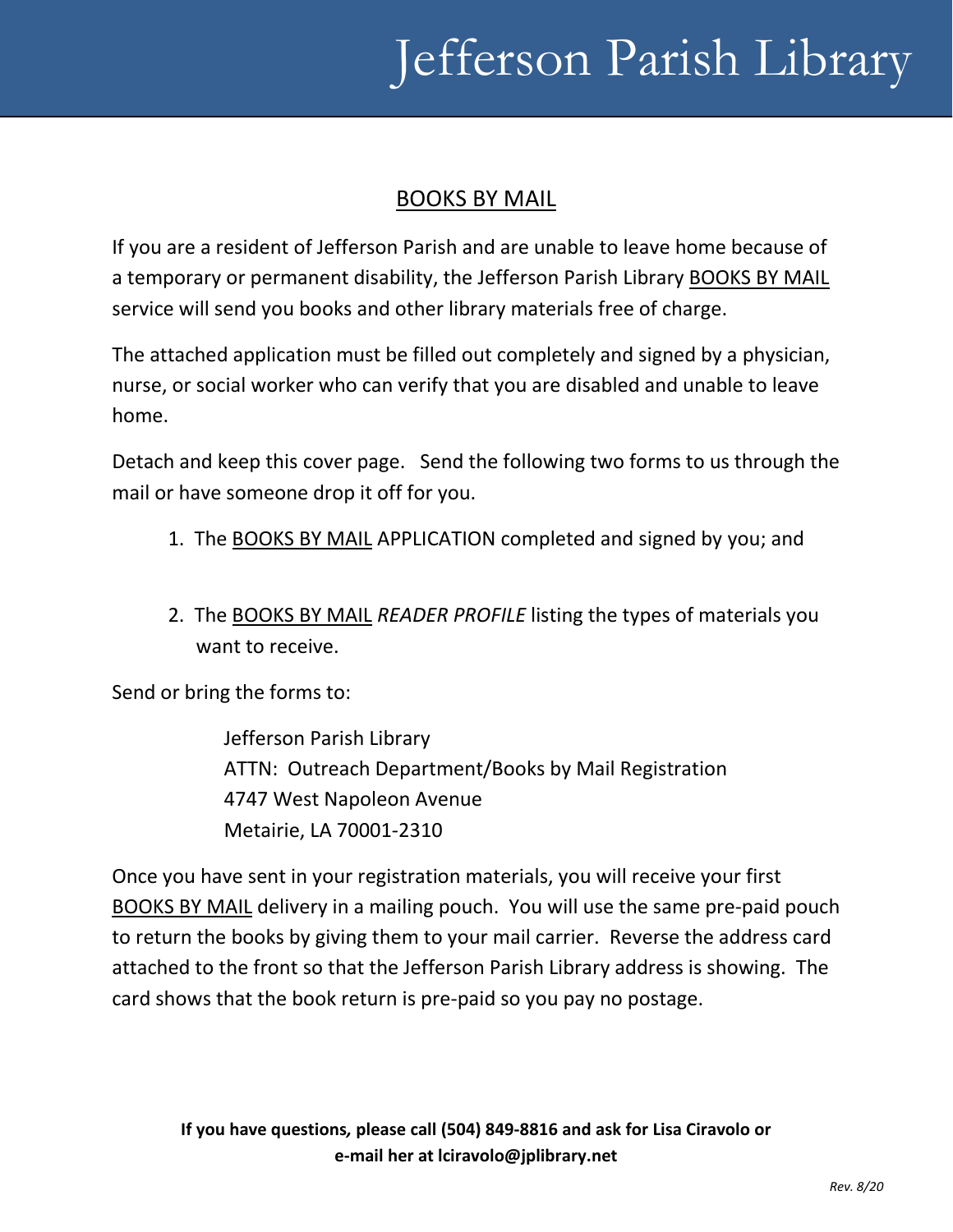# Jefferson Parish Library

## BOOKS BY MAIL

If you are a resident of Jefferson Parish and are unable to leave home because of a temporary or permanent disability, the Jefferson Parish Library BOOKS BY MAIL service will send you books and other library materials free of charge.

The attached application must be filled out completely and signed by a physician, nurse, or social worker who can verify that you are disabled and unable to leave home.

Detach and keep this cover page. Send the following two forms to us through the mail or have someone drop it off for you.

1. The BOOKS BY MAIL APPLICATION completed and signed by you; and

2. The BOOKS BY MAIL *READER PROFILE* listing the types of materials you want to receive.

Send or bring the forms to:

> Jefferson Parish Library
> ATTN: Outreach Department/Books by Mail Registration
> 4747 West Napoleon Avenue
> Metairie, LA 70001-2310

Once you have sent in your registration materials, you will receive your first BOOKS BY MAIL delivery in a mailing pouch. You will use the same pre-paid pouch to return the books by giving them to your mail carrier. Reverse the address card attached to the front so that the Jefferson Parish Library address is showing. The card shows that the book return is pre-paid so you pay no postage.

**If you have questions, please call (504) 849-8816 and ask for Lisa Ciravolo or e-mail her at lciravolo@jplibrary.net**

*Rev. 8/20*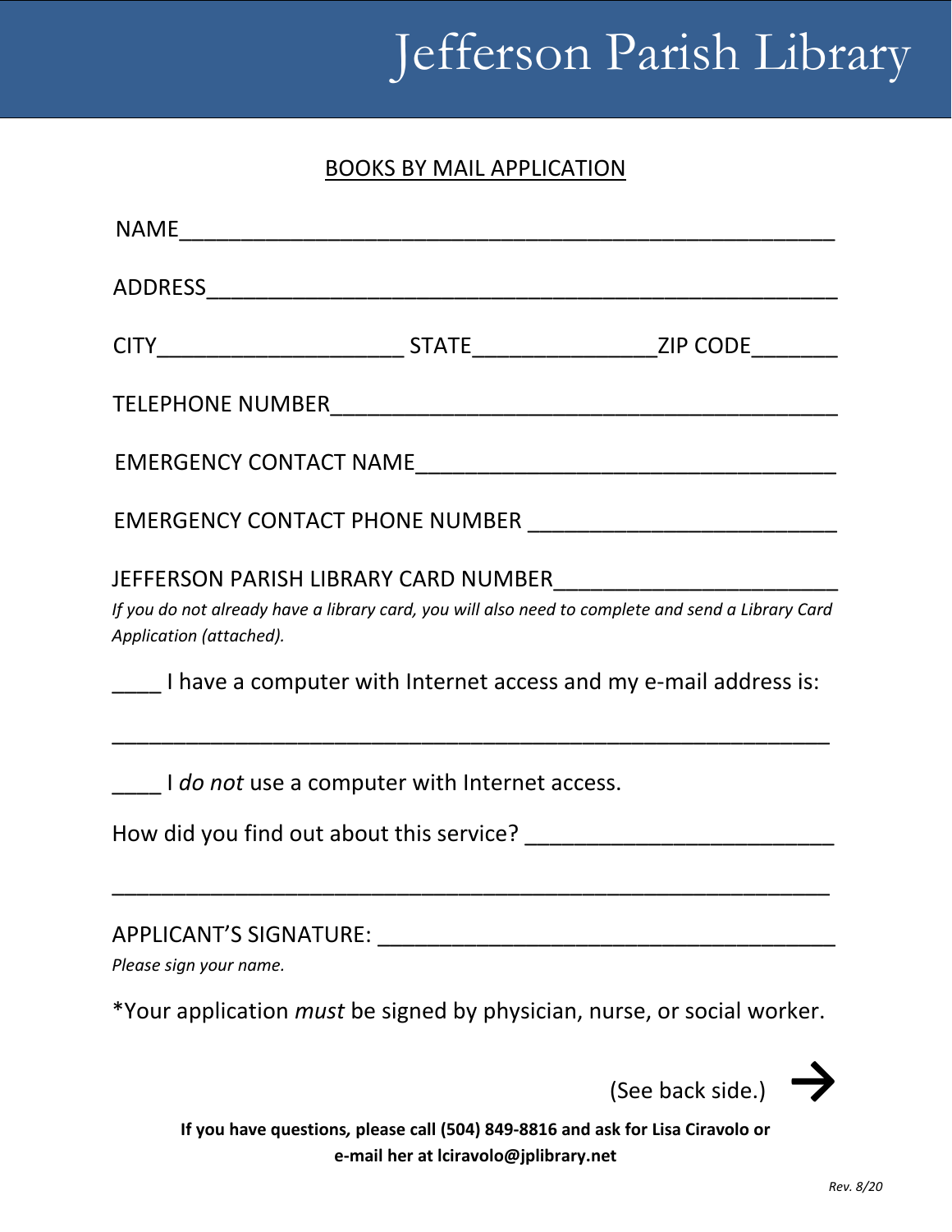# Jefferson Parish Library

## BOOKS BY MAIL APPLICATION

NAME_______________________________________________________

ADDRESS____________________________________________________

CITY____________________ STATE_______________ZIP CODE_______

TELEPHONE NUMBER_________________________________________

EMERGENCY CONTACT NAME___________________________________

EMERGENCY CONTACT PHONE NUMBER _________________________

JEFFERSON PARISH LIBRARY CARD NUMBER______________________

*If you do not already have a library card, you will also need to complete and send a Library Card Application (attached).*

____ I have a computer with Internet access and my e-mail address is:

___________________________________________________________

____ I *do not* use a computer with Internet access.

How did you find out about this service? __________________________

___________________________________________________________

APPLICANT'S SIGNATURE: ______________________________________

*Please sign your name.*

*Your application *must* be signed by physician, nurse, or social worker.

(See back side.) →

**If you have questions, please call (504) 849-8816 and ask for Lisa Ciravolo or e-mail her at lciravolo@jplibrary.net**

*Rev. 8/20*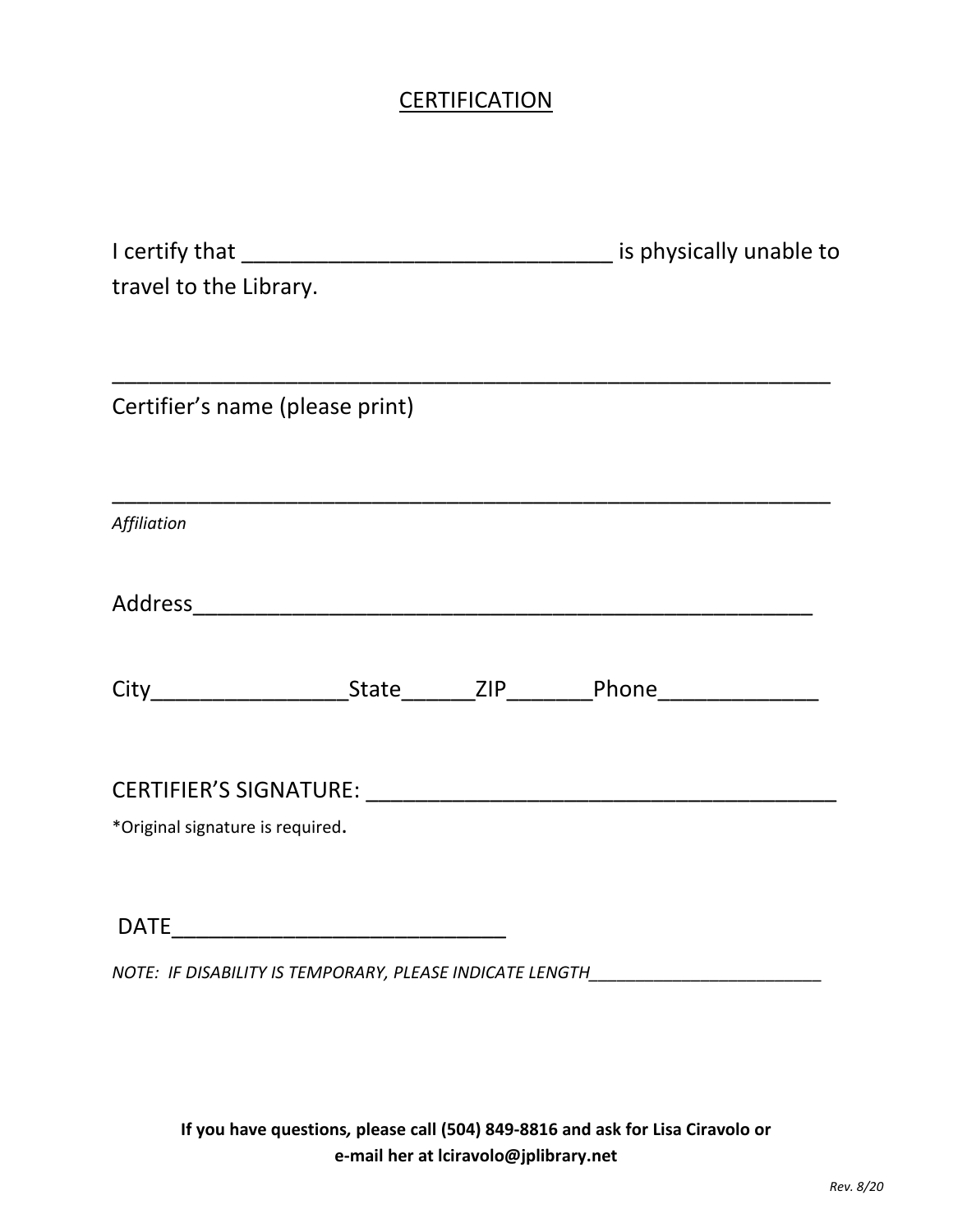## CERTIFICATION

I certify that ______________________________ is physically unable to travel to the Library.

_______________________________________________________

Certifier's name (please print)

_______________________________________________________

*Affiliation*

Address___________________________________________________

City________________State______ZIP_______Phone_____________

CERTIFIER'S SIGNATURE: _______________________________________

*Original signature is required.

DATE___________________________

*NOTE: IF DISABILITY IS TEMPORARY, PLEASE INDICATE LENGTH*________________________

**If you have questions, please call (504) 849-8816 and ask for Lisa Ciravolo or e-mail her at lciravolo@jplibrary.net**

*Rev. 8/20*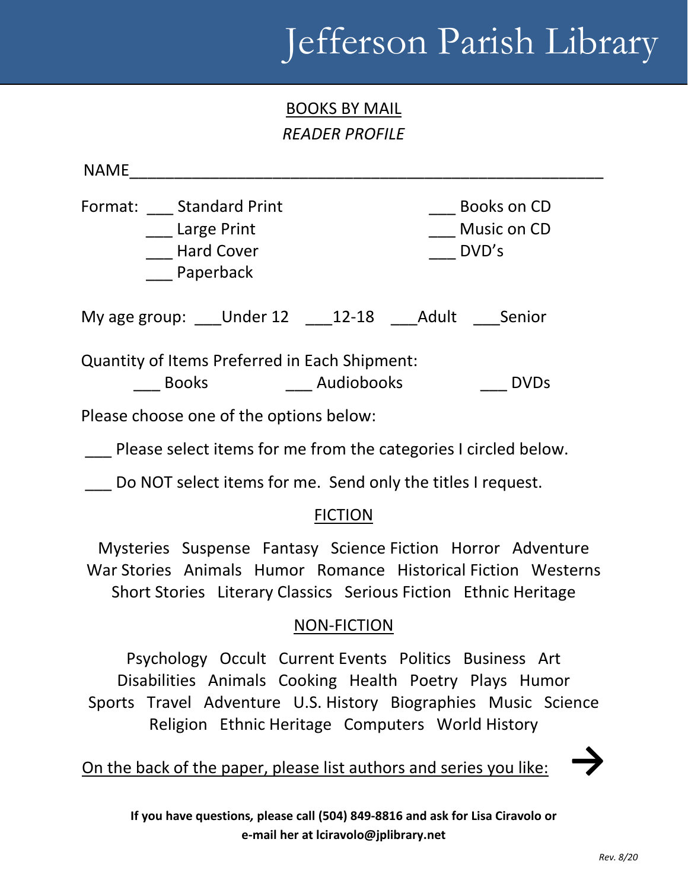# Jefferson Parish Library

## BOOKS BY MAIL

*READER PROFILE*

NAME______________________________________________________

Format: ___ Standard Print
___ Large Print
___ Hard Cover
___ Paperback
___ Books on CD
___ Music on CD
___ DVD's

My age group: ___Under 12 ___12-18 ___Adult ___Senior

Quantity of Items Preferred in Each Shipment:
___ Books ___ Audiobooks ___ DVDs

Please choose one of the options below:

___ Please select items for me from the categories I circled below.

___ Do NOT select items for me. Send only the titles I request.

### FICTION

Mysteries Suspense Fantasy Science Fiction Horror Adventure
War Stories Animals Humor Romance Historical Fiction Westerns
Short Stories Literary Classics Serious Fiction Ethnic Heritage

### NON-FICTION

Psychology Occult Current Events Politics Business Art
Disabilities Animals Cooking Health Poetry Plays Humor
Sports Travel Adventure U.S. History Biographies Music Science
Religion Ethnic Heritage Computers World History

On the back of the paper, please list authors and series you like: →

**If you have questions, please call (504) 849-8816 and ask for Lisa Ciravolo or e-mail her at lciravolo@jplibrary.net**

*Rev. 8/20*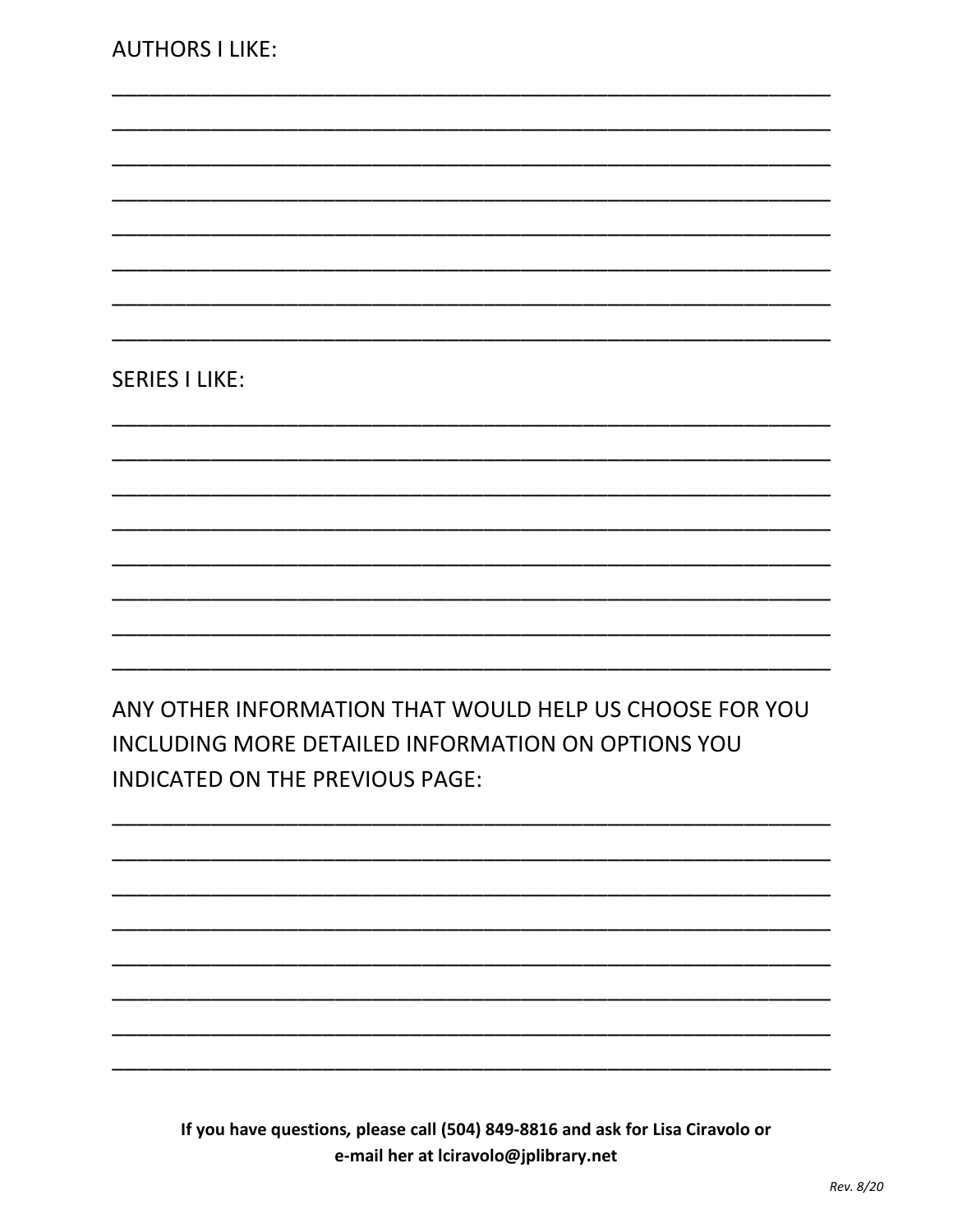AUTHORS I LIKE:

________________________________________________________________

________________________________________________________________

________________________________________________________________

________________________________________________________________

________________________________________________________________

________________________________________________________________

________________________________________________________________

________________________________________________________________

SERIES I LIKE:

________________________________________________________________

________________________________________________________________

________________________________________________________________

________________________________________________________________

________________________________________________________________

________________________________________________________________

________________________________________________________________

________________________________________________________________

ANY OTHER INFORMATION THAT WOULD HELP US CHOOSE FOR YOU INCLUDING MORE DETAILED INFORMATION ON OPTIONS YOU INDICATED ON THE PREVIOUS PAGE:

________________________________________________________________

________________________________________________________________

________________________________________________________________

________________________________________________________________

________________________________________________________________

________________________________________________________________

________________________________________________________________

________________________________________________________________

**If you have questions, please call (504) 849-8816 and ask for Lisa Ciravolo or e-mail her at lciravolo@jplibrary.net**

*Rev. 8/20*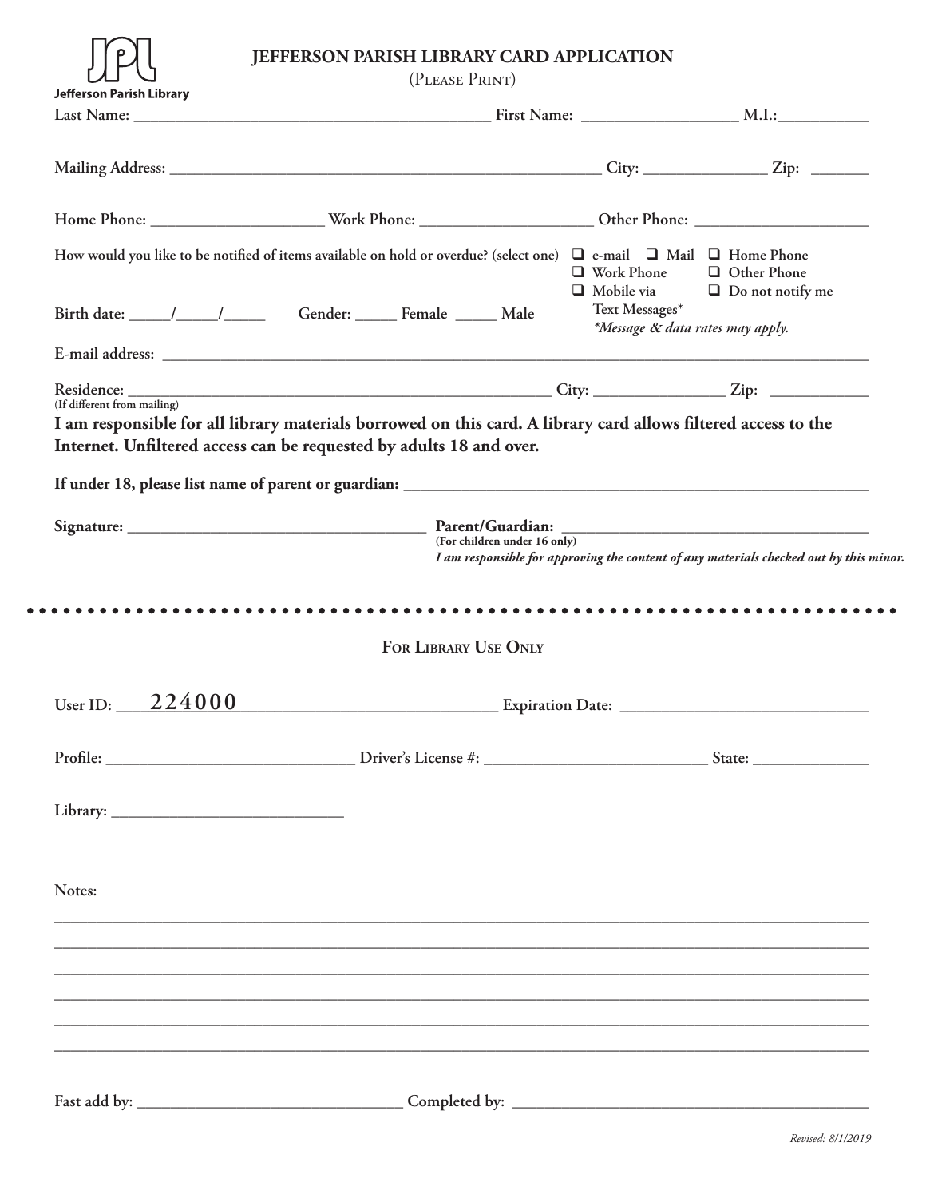JPL
Jefferson Parish Library

# JEFFERSON PARISH LIBRARY CARD APPLICATION

(Please Print)

Last Name: ___________________________________________ First Name: ___________________ M.I.:___________

Mailing Address: ____________________________________________________ City: ______________ Zip: _______

Home Phone: ____________________ Work Phone: ____________________ Other Phone: ____________________

How would you like to be notified of items available on hold or overdue? (select one)

- ❑ e-mail
- ❑ Mail
- ❑ Home Phone
- ❑ Work Phone
- ❑ Other Phone
- ❑ Mobile via Text Messages*
- ❑ Do not notify me

*\*Message & data rates may apply.*

Birth date: _____/_____/_____ Gender: _____ Female _____ Male

E-mail address: ____________________________________________________________________________________

Residence: __________________________________________________ City: _______________ Zip: ___________
(If different from mailing)

**I am responsible for all library materials borrowed on this card. A library card allows filtered access to the Internet. Unfiltered access can be requested by adults 18 and over.**

**If under 18, please list name of parent or guardian:** ___________________________________________________

**Signature:** ____________________________________ **Parent/Guardian:** ____________________________________
(For children under 16 only)
***I am responsible for approving the content of any materials checked out by this minor.***

---

## For Library Use Only

User ID: 224000 ____________________________ Expiration Date: ______________________________

Profile: ______________________________ Driver's License #: ___________________________ State: ______________

Library: ____________________________

Notes:

____________________________________________________________________________________________________

____________________________________________________________________________________________________

____________________________________________________________________________________________________

____________________________________________________________________________________________________

____________________________________________________________________________________________________

____________________________________________________________________________________________________

Fast add by: ________________________________ Completed by: ____________________________________________

*Revised: 8/1/2019*